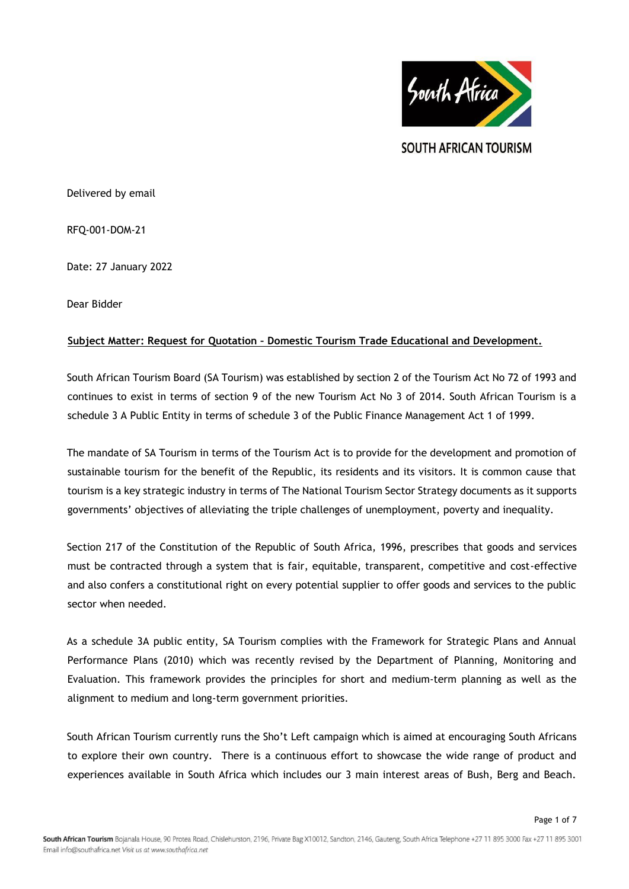SOUTH AFRICAN TOURISM

Delivered by email

RFQ-001-DOM-21

Date: 27 January 2022

Dear Bidder

**Subject Matter: Request for Quotation – Domestic Tourism Trade Educational and Development.**

South African Tourism Board (SA Tourism) was established by section 2 of the Tourism Act No 72 of 1993 and continues to exist in terms of section 9 of the new Tourism Act No 3 of 2014. South African Tourism is a schedule 3 A Public Entity in terms of schedule 3 of the Public Finance Management Act 1 of 1999.

The mandate of SA Tourism in terms of the Tourism Act is to provide for the development and promotion of sustainable tourism for the benefit of the Republic, its residents and its visitors. It is common cause that tourism is a key strategic industry in terms of The National Tourism Sector Strategy documents as it supports governments' objectives of alleviating the triple challenges of unemployment, poverty and inequality.

Section 217 of the Constitution of the Republic of South Africa, 1996, prescribes that goods and services must be contracted through a system that is fair, equitable, transparent, competitive and cost-effective and also confers a constitutional right on every potential supplier to offer goods and services to the public sector when needed.

As a schedule 3A public entity, SA Tourism complies with the Framework for Strategic Plans and Annual Performance Plans (2010) which was recently revised by the Department of Planning, Monitoring and Evaluation. This framework provides the principles for short and medium-term planning as well as the alignment to medium and long-term government priorities.

South African Tourism currently runs the Sho't Left campaign which is aimed at encouraging South Africans to explore their own country. There is a continuous effort to showcase the wide range of product and experiences available in South Africa which includes our 3 main interest areas of Bush, Berg and Beach.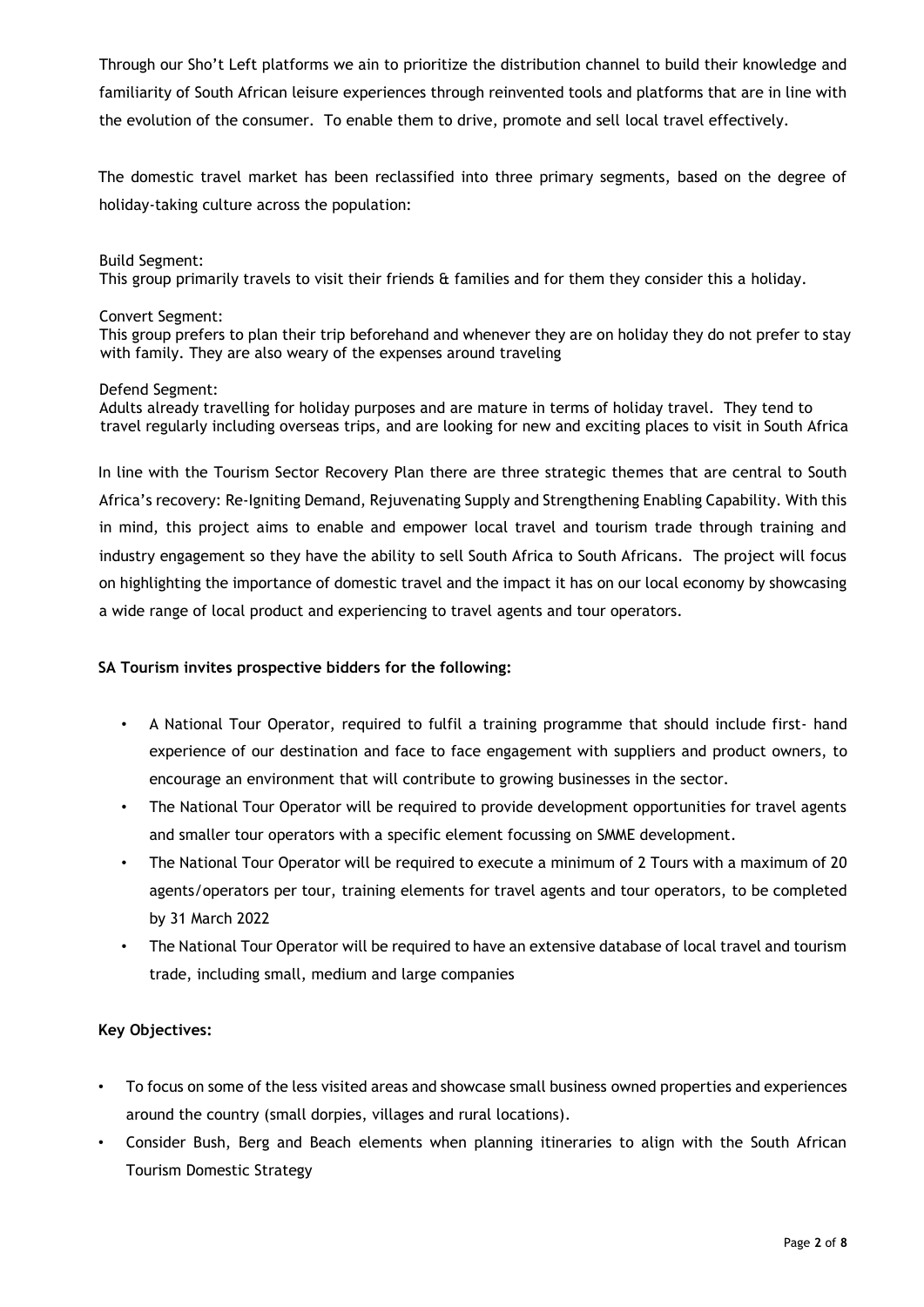Through our Sho't Left platforms we ain to prioritize the distribution channel to build their knowledge and familiarity of South African leisure experiences through reinvented tools and platforms that are in line with the evolution of the consumer. To enable them to drive, promote and sell local travel effectively.

The domestic travel market has been reclassified into three primary segments, based on the degree of holiday-taking culture across the population:

Build Segment:
This group primarily travels to visit their friends & families and for them they consider this a holiday.

Convert Segment:
This group prefers to plan their trip beforehand and whenever they are on holiday they do not prefer to stay with family. They are also weary of the expenses around traveling

Defend Segment:
Adults already travelling for holiday purposes and are mature in terms of holiday travel. They tend to travel regularly including overseas trips, and are looking for new and exciting places to visit in South Africa

In line with the Tourism Sector Recovery Plan there are three strategic themes that are central to South Africa's recovery: Re-Igniting Demand, Rejuvenating Supply and Strengthening Enabling Capability. With this in mind, this project aims to enable and empower local travel and tourism trade through training and industry engagement so they have the ability to sell South Africa to South Africans. The project will focus on highlighting the importance of domestic travel and the impact it has on our local economy by showcasing a wide range of local product and experiencing to travel agents and tour operators.

**SA Tourism invites prospective bidders for the following:**

- A National Tour Operator, required to fulfil a training programme that should include first- hand experience of our destination and face to face engagement with suppliers and product owners, to encourage an environment that will contribute to growing businesses in the sector.
- The National Tour Operator will be required to provide development opportunities for travel agents and smaller tour operators with a specific element focussing on SMME development.
- The National Tour Operator will be required to execute a minimum of 2 Tours with a maximum of 20 agents/operators per tour, training elements for travel agents and tour operators, to be completed by 31 March 2022
- The National Tour Operator will be required to have an extensive database of local travel and tourism trade, including small, medium and large companies

**Key Objectives:**

- To focus on some of the less visited areas and showcase small business owned properties and experiences around the country (small dorpies, villages and rural locations).
- Consider Bush, Berg and Beach elements when planning itineraries to align with the South African Tourism Domestic Strategy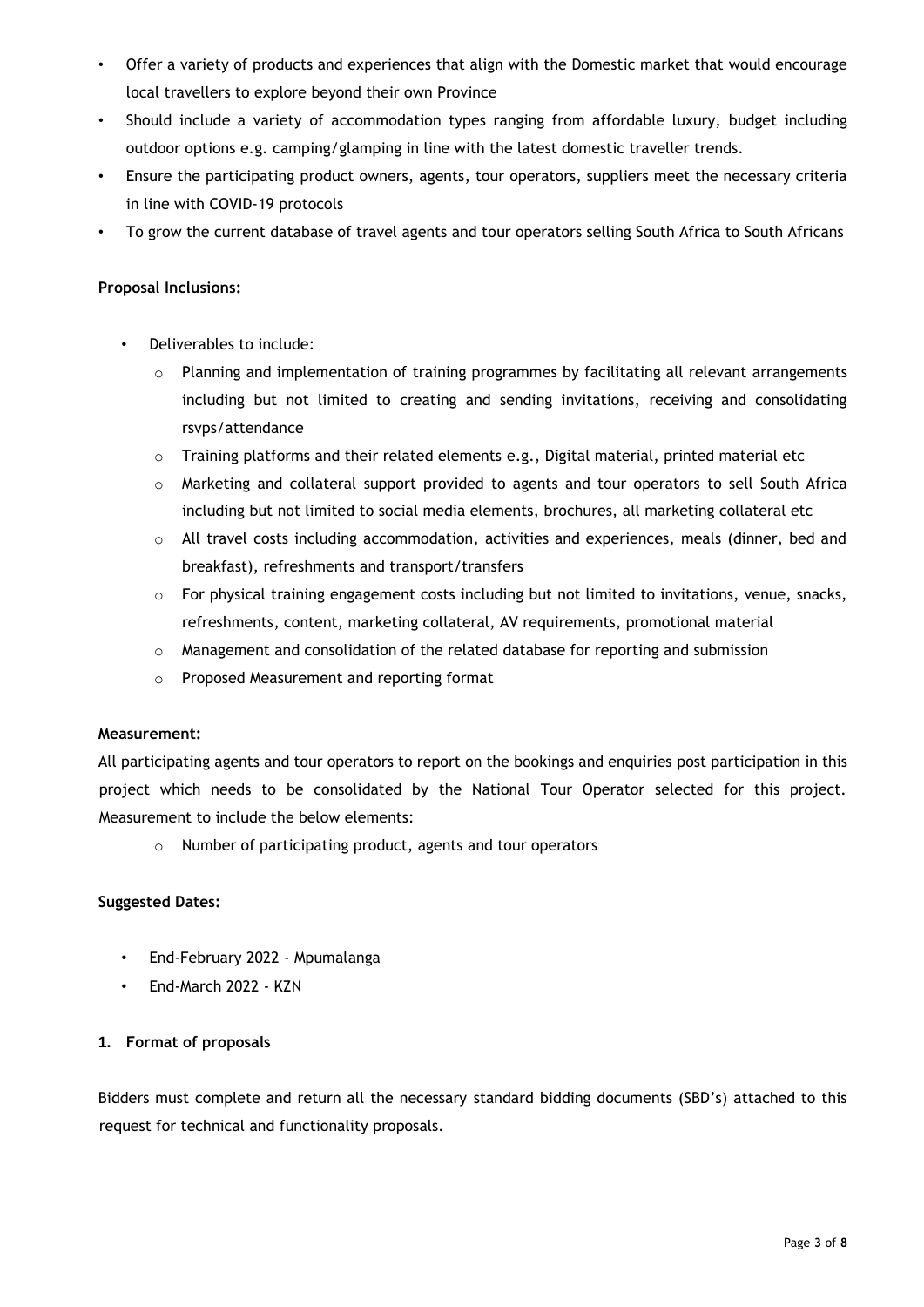- Offer a variety of products and experiences that align with the Domestic market that would encourage local travellers to explore beyond their own Province
- Should include a variety of accommodation types ranging from affordable luxury, budget including outdoor options e.g. camping/glamping in line with the latest domestic traveller trends.
- Ensure the participating product owners, agents, tour operators, suppliers meet the necessary criteria in line with COVID-19 protocols
- To grow the current database of travel agents and tour operators selling South Africa to South Africans

**Proposal Inclusions:**

- Deliverables to include:
  - Planning and implementation of training programmes by facilitating all relevant arrangements including but not limited to creating and sending invitations, receiving and consolidating rsvps/attendance
  - Training platforms and their related elements e.g., Digital material, printed material etc
  - Marketing and collateral support provided to agents and tour operators to sell South Africa including but not limited to social media elements, brochures, all marketing collateral etc
  - All travel costs including accommodation, activities and experiences, meals (dinner, bed and breakfast), refreshments and transport/transfers
  - For physical training engagement costs including but not limited to invitations, venue, snacks, refreshments, content, marketing collateral, AV requirements, promotional material
  - Management and consolidation of the related database for reporting and submission
  - Proposed Measurement and reporting format

**Measurement:**

All participating agents and tour operators to report on the bookings and enquiries post participation in this project which needs to be consolidated by the National Tour Operator selected for this project. Measurement to include the below elements:

- Number of participating product, agents and tour operators

**Suggested Dates:**

- End-February 2022 - Mpumalanga
- End-March 2022 - KZN

**1. Format of proposals**

Bidders must complete and return all the necessary standard bidding documents (SBD's) attached to this request for technical and functionality proposals.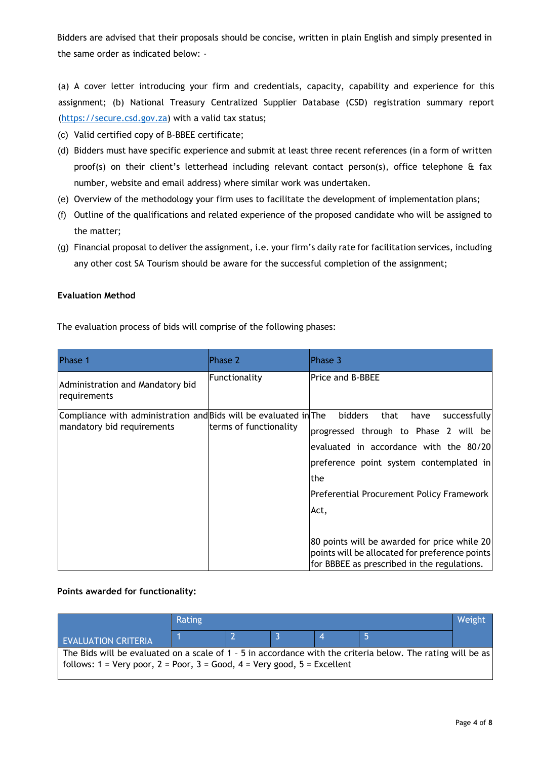Bidders are advised that their proposals should be concise, written in plain English and simply presented in the same order as indicated below: -

(a) A cover letter introducing your firm and credentials, capacity, capability and experience for this assignment; (b) National Treasury Centralized Supplier Database (CSD) registration summary report (https://secure.csd.gov.za) with a valid tax status;

(c) Valid certified copy of B-BBEE certificate;

(d) Bidders must have specific experience and submit at least three recent references (in a form of written proof(s) on their client's letterhead including relevant contact person(s), office telephone & fax number, website and email address) where similar work was undertaken.

(e) Overview of the methodology your firm uses to facilitate the development of implementation plans;

(f) Outline of the qualifications and related experience of the proposed candidate who will be assigned to the matter;

(g) Financial proposal to deliver the assignment, i.e. your firm's daily rate for facilitation services, including any other cost SA Tourism should be aware for the successful completion of the assignment;

**Evaluation Method**

The evaluation process of bids will comprise of the following phases:

| Phase 1 | Phase 2 | Phase 3 |
|---|---|---|
| Administration and Mandatory bid requirements | Functionality | Price and B-BBEE |
| Compliance with administration and mandatory bid requirements | Bids will be evaluated in terms of functionality | The bidders that have successfully progressed through to Phase 2 will be evaluated in accordance with the 80/20 preference point system contemplated in the Preferential Procurement Policy Framework Act,<br><br>80 points will be awarded for price while 20 points will be allocated for preference points for BBBEE as prescribed in the regulations. |

**Points awarded for functionality:**

| EVALUATION CRITERIA | Rating | | | | | Weight |
|---|---|---|---|---|---|---|
| | 1 | 2 | 3 | 4 | 5 | |
| The Bids will be evaluated on a scale of 1 – 5 in accordance with the criteria below. The rating will be as follows: 1 = Very poor, 2 = Poor, 3 = Good, 4 = Very good, 5 = Excellent | | | | | | |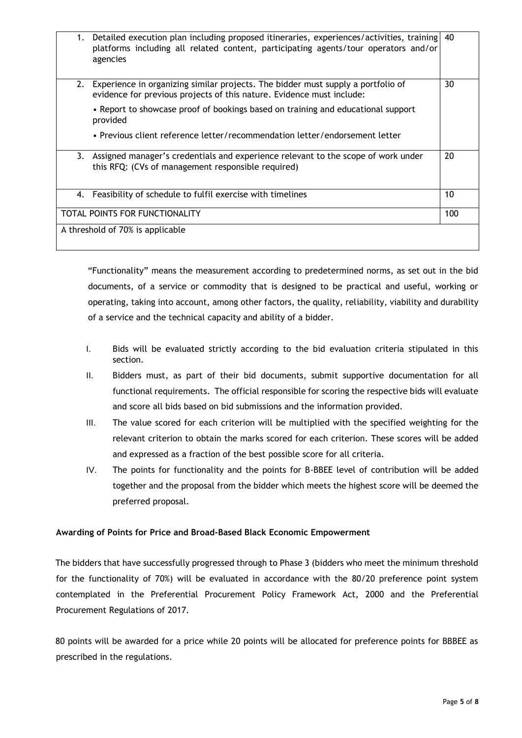| | |
|---|---|
| 1. Detailed execution plan including proposed itineraries, experiences/activities, training platforms including all related content, participating agents/tour operators and/or agencies | 40 |
| 2. Experience in organizing similar projects. The bidder must supply a portfolio of evidence for previous projects of this nature. Evidence must include:<br>• Report to showcase proof of bookings based on training and educational support provided<br>• Previous client reference letter/recommendation letter/endorsement letter | 30 |
| 3. Assigned manager's credentials and experience relevant to the scope of work under this RFQ: (CVs of management responsible required) | 20 |
| 4. Feasibility of schedule to fulfil exercise with timelines | 10 |
| TOTAL POINTS FOR FUNCTIONALITY | 100 |
| A threshold of 70% is applicable | |

"Functionality" means the measurement according to predetermined norms, as set out in the bid documents, of a service or commodity that is designed to be practical and useful, working or operating, taking into account, among other factors, the quality, reliability, viability and durability of a service and the technical capacity and ability of a bidder.

I. Bids will be evaluated strictly according to the bid evaluation criteria stipulated in this section.

II. Bidders must, as part of their bid documents, submit supportive documentation for all functional requirements. The official responsible for scoring the respective bids will evaluate and score all bids based on bid submissions and the information provided.

III. The value scored for each criterion will be multiplied with the specified weighting for the relevant criterion to obtain the marks scored for each criterion. These scores will be added and expressed as a fraction of the best possible score for all criteria.

IV. The points for functionality and the points for B-BBEE level of contribution will be added together and the proposal from the bidder which meets the highest score will be deemed the preferred proposal.

**Awarding of Points for Price and Broad-Based Black Economic Empowerment**

The bidders that have successfully progressed through to Phase 3 (bidders who meet the minimum threshold for the functionality of 70%) will be evaluated in accordance with the 80/20 preference point system contemplated in the Preferential Procurement Policy Framework Act, 2000 and the Preferential Procurement Regulations of 2017.

80 points will be awarded for a price while 20 points will be allocated for preference points for BBBEE as prescribed in the regulations.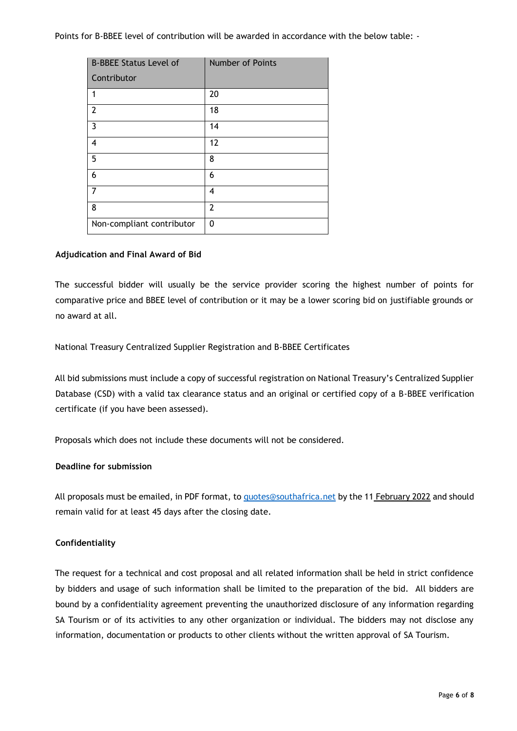Points for B-BBEE level of contribution will be awarded in accordance with the below table: -

| B-BBEE Status Level of Contributor | Number of Points |
|---|---|
| 1 | 20 |
| 2 | 18 |
| 3 | 14 |
| 4 | 12 |
| 5 | 8 |
| 6 | 6 |
| 7 | 4 |
| 8 | 2 |
| Non-compliant contributor | 0 |

**Adjudication and Final Award of Bid**

The successful bidder will usually be the service provider scoring the highest number of points for comparative price and BBEE level of contribution or it may be a lower scoring bid on justifiable grounds or no award at all.

National Treasury Centralized Supplier Registration and B-BBEE Certificates

All bid submissions must include a copy of successful registration on National Treasury's Centralized Supplier Database (CSD) with a valid tax clearance status and an original or certified copy of a B-BBEE verification certificate (if you have been assessed).

Proposals which does not include these documents will not be considered.

**Deadline for submission**

All proposals must be emailed, in PDF format, to quotes@southafrica.net by the 11 February 2022 and should remain valid for at least 45 days after the closing date.

**Confidentiality**

The request for a technical and cost proposal and all related information shall be held in strict confidence by bidders and usage of such information shall be limited to the preparation of the bid. All bidders are bound by a confidentiality agreement preventing the unauthorized disclosure of any information regarding SA Tourism or of its activities to any other organization or individual. The bidders may not disclose any information, documentation or products to other clients without the written approval of SA Tourism.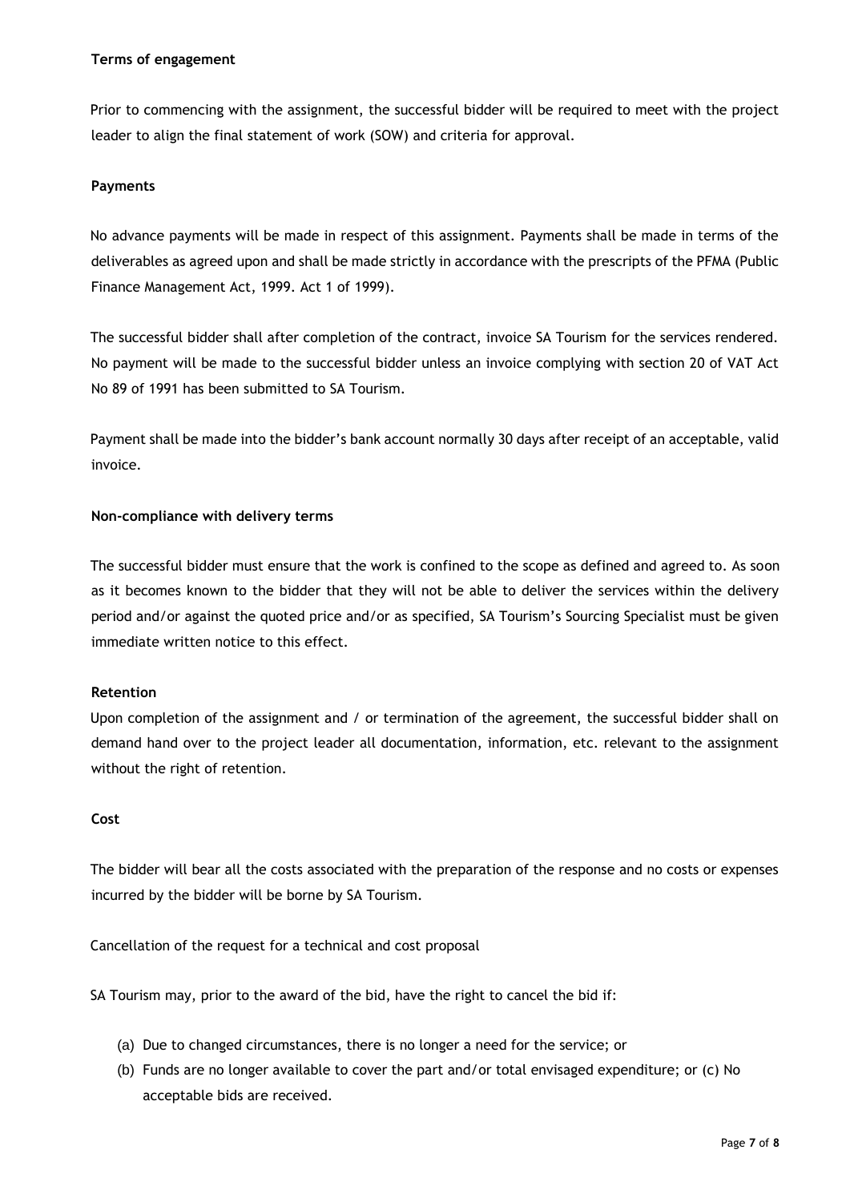**Terms of engagement**

Prior to commencing with the assignment, the successful bidder will be required to meet with the project leader to align the final statement of work (SOW) and criteria for approval.

**Payments**

No advance payments will be made in respect of this assignment. Payments shall be made in terms of the deliverables as agreed upon and shall be made strictly in accordance with the prescripts of the PFMA (Public Finance Management Act, 1999. Act 1 of 1999).

The successful bidder shall after completion of the contract, invoice SA Tourism for the services rendered. No payment will be made to the successful bidder unless an invoice complying with section 20 of VAT Act No 89 of 1991 has been submitted to SA Tourism.

Payment shall be made into the bidder's bank account normally 30 days after receipt of an acceptable, valid invoice.

**Non-compliance with delivery terms**

The successful bidder must ensure that the work is confined to the scope as defined and agreed to. As soon as it becomes known to the bidder that they will not be able to deliver the services within the delivery period and/or against the quoted price and/or as specified, SA Tourism's Sourcing Specialist must be given immediate written notice to this effect.

**Retention**

Upon completion of the assignment and / or termination of the agreement, the successful bidder shall on demand hand over to the project leader all documentation, information, etc. relevant to the assignment without the right of retention.

**Cost**

The bidder will bear all the costs associated with the preparation of the response and no costs or expenses incurred by the bidder will be borne by SA Tourism.

Cancellation of the request for a technical and cost proposal

SA Tourism may, prior to the award of the bid, have the right to cancel the bid if:

(a) Due to changed circumstances, there is no longer a need for the service; or
(b) Funds are no longer available to cover the part and/or total envisaged expenditure; or (c) No acceptable bids are received.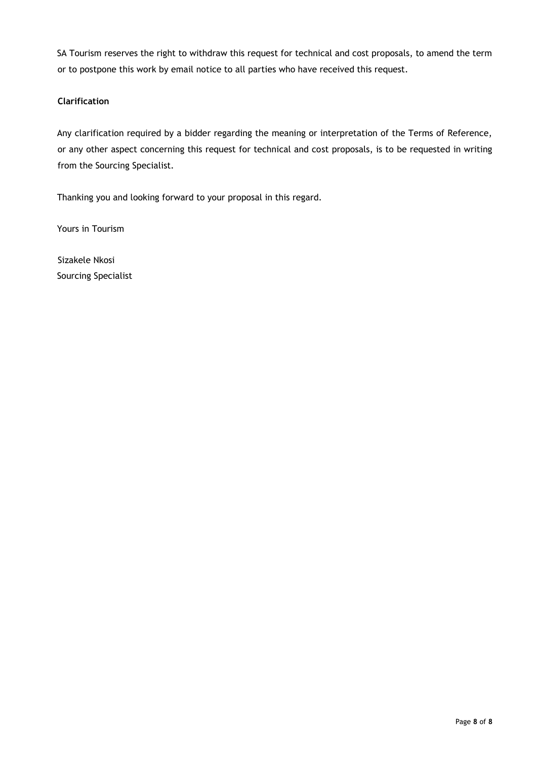SA Tourism reserves the right to withdraw this request for technical and cost proposals, to amend the term or to postpone this work by email notice to all parties who have received this request.

**Clarification**

Any clarification required by a bidder regarding the meaning or interpretation of the Terms of Reference, or any other aspect concerning this request for technical and cost proposals, is to be requested in writing from the Sourcing Specialist.

Thanking you and looking forward to your proposal in this regard.

Yours in Tourism

Sizakele Nkosi
Sourcing Specialist